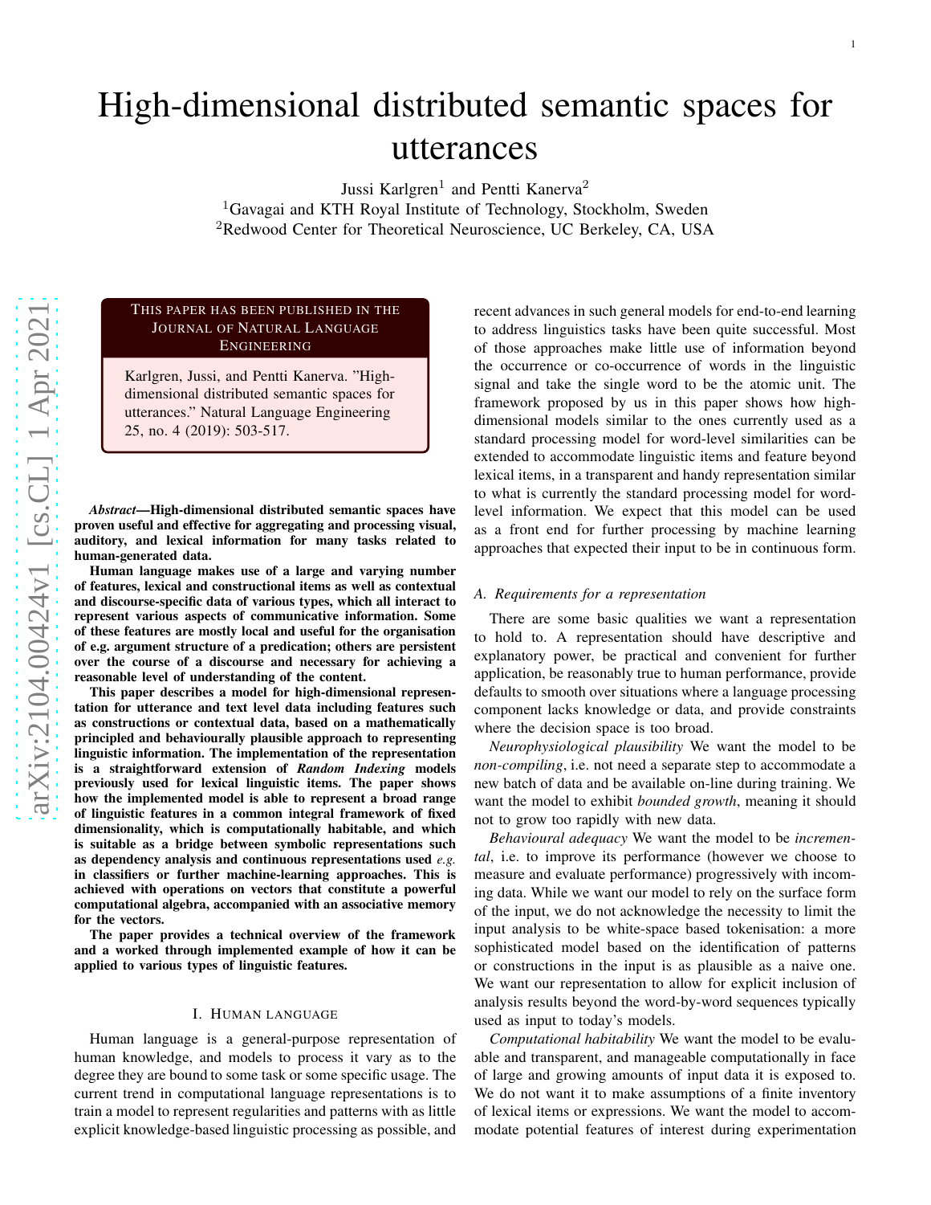# High-dimensional distributed semantic spaces for utterances

Jussi Karlgren[1] and Pentti Kanerva[2]

[1]Gavagai and KTH Royal Institute of Technology, Stockholm, Sweden

[2]Redwood Center for Theoretical Neuroscience, UC Berkeley, CA, USA

> THIS PAPER HAS BEEN PUBLISHED IN THE JOURNAL OF NATURAL LANGUAGE ENGINEERING
>
> Karlgren, Jussi, and Pentti Kanerva. "High-dimensional distributed semantic spaces for utterances." Natural Language Engineering 25, no. 4 (2019): 503-517.

***Abstract*—High-dimensional distributed semantic spaces have proven useful and effective for aggregating and processing visual, auditory, and lexical information for many tasks related to human-generated data.**

**Human language makes use of a large and varying number of features, lexical and constructional items as well as contextual and discourse-specific data of various types, which all interact to represent various aspects of communicative information. Some of these features are mostly local and useful for the organisation of e.g. argument structure of a predication; others are persistent over the course of a discourse and necessary for achieving a reasonable level of understanding of the content.**

**This paper describes a model for high-dimensional representation for utterance and text level data including features such as constructions or contextual data, based on a mathematically principled and behaviourally plausible approach to representing linguistic information. The implementation of the representation is a straightforward extension of *Random Indexing* models previously used for lexical linguistic items. The paper shows how the implemented model is able to represent a broad range of linguistic features in a common integral framework of fixed dimensionality, which is computationally habitable, and which is suitable as a bridge between symbolic representations such as dependency analysis and continuous representations used *e.g.* in classifiers or further machine-learning approaches. This is achieved with operations on vectors that constitute a powerful computational algebra, accompanied with an associative memory for the vectors.**

**The paper provides a technical overview of the framework and a worked through implemented example of how it can be applied to various types of linguistic features.**

## I. HUMAN LANGUAGE

Human language is a general-purpose representation of human knowledge, and models to process it vary as to the degree they are bound to some task or some specific usage. The current trend in computational language representations is to train a model to represent regularities and patterns with as little explicit knowledge-based linguistic processing as possible, and recent advances in such general models for end-to-end learning to address linguistics tasks have been quite successful. Most of those approaches make little use of information beyond the occurrence or co-occurrence of words in the linguistic signal and take the single word to be the atomic unit. The framework proposed by us in this paper shows how high-dimensional models similar to the ones currently used as a standard processing model for word-level similarities can be extended to accommodate linguistic items and feature beyond lexical items, in a transparent and handy representation similar to what is currently the standard processing model for word-level information. We expect that this model can be used as a front end for further processing by machine learning approaches that expected their input to be in continuous form.

### A. Requirements for a representation

There are some basic qualities we want a representation to hold to. A representation should have descriptive and explanatory power, be practical and convenient for further application, be reasonably true to human performance, provide defaults to smooth over situations where a language processing component lacks knowledge or data, and provide constraints where the decision space is too broad.

*Neurophysiological plausibility* We want the model to be *non-compiling*, i.e. not need a separate step to accommodate a new batch of data and be available on-line during training. We want the model to exhibit *bounded growth*, meaning it should not to grow too rapidly with new data.

*Behavioural adequacy* We want the model to be *incremental*, i.e. to improve its performance (however we choose to measure and evaluate performance) progressively with incoming data. While we want our model to rely on the surface form of the input, we do not acknowledge the necessity to limit the input analysis to be white-space based tokenisation: a more sophisticated model based on the identification of patterns or constructions in the input is as plausible as a naive one. We want our representation to allow for explicit inclusion of analysis results beyond the word-by-word sequences typically used as input to today's models.

*Computational habitability* We want the model to be evaluable and transparent, and manageable computationally in face of large and growing amounts of input data it is exposed to. We do not want it to make assumptions of a finite inventory of lexical items or expressions. We want the model to accommodate potential features of interest during experimentation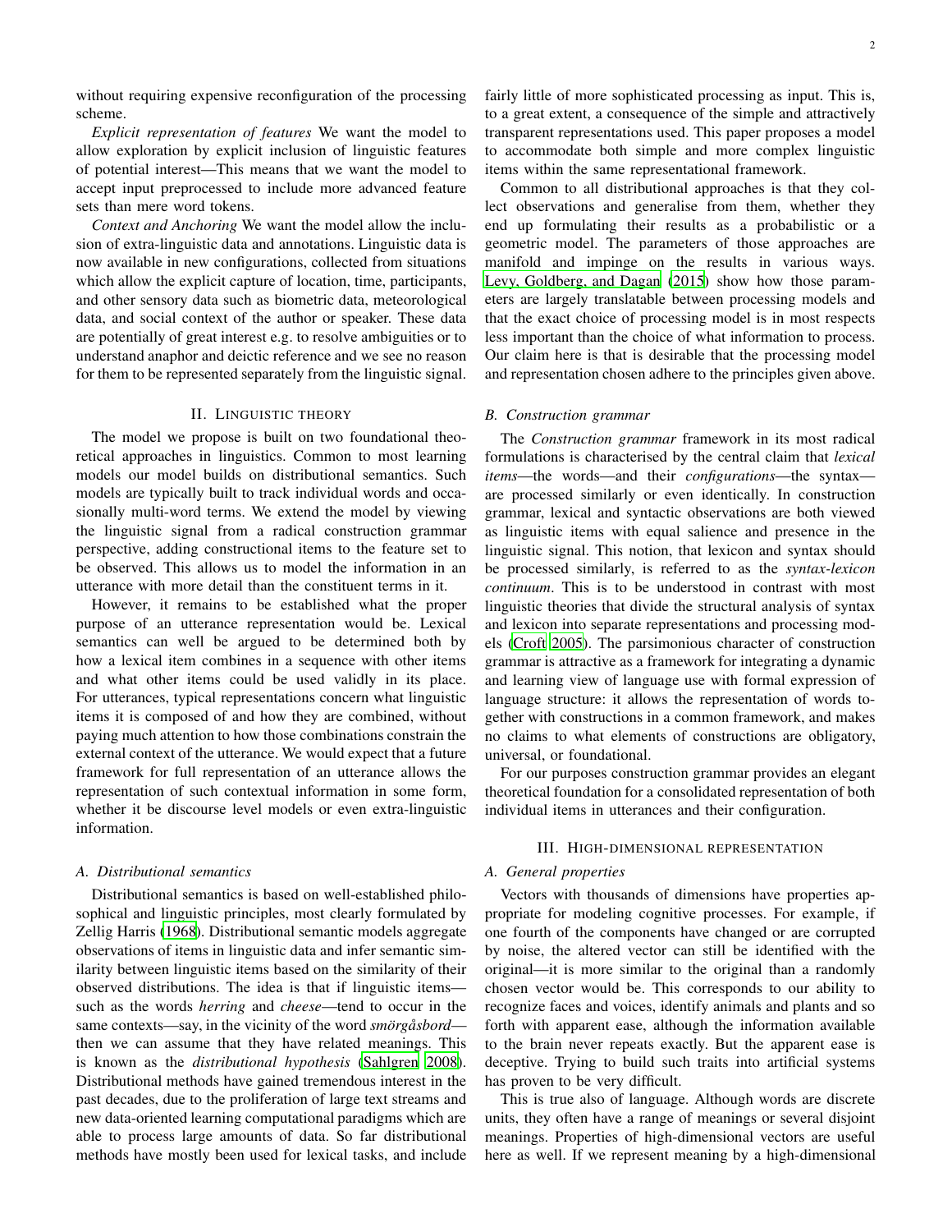without requiring expensive reconfiguration of the processing scheme.

*Explicit representation of features* We want the model to allow exploration by explicit inclusion of linguistic features of potential interest—This means that we want the model to accept input preprocessed to include more advanced feature sets than mere word tokens.

*Context and Anchoring* We want the model allow the inclusion of extra-linguistic data and annotations. Linguistic data is now available in new configurations, collected from situations which allow the explicit capture of location, time, participants, and other sensory data such as biometric data, meteorological data, and social context of the author or speaker. These data are potentially of great interest e.g. to resolve ambiguities or to understand anaphor and deictic reference and we see no reason for them to be represented separately from the linguistic signal.

## II. Linguistic theory

The model we propose is built on two foundational theoretical approaches in linguistics. Common to most learning models our model builds on distributional semantics. Such models are typically built to track individual words and occasionally multi-word terms. We extend the model by viewing the linguistic signal from a radical construction grammar perspective, adding constructional items to the feature set to be observed. This allows us to model the information in an utterance with more detail than the constituent terms in it.

However, it remains to be established what the proper purpose of an utterance representation would be. Lexical semantics can well be argued to be determined both by how a lexical item combines in a sequence with other items and what other items could be used validly in its place. For utterances, typical representations concern what linguistic items it is composed of and how they are combined, without paying much attention to how those combinations constrain the external context of the utterance. We would expect that a future framework for full representation of an utterance allows the representation of such contextual information in some form, whether it be discourse level models or even extra-linguistic information.

### A. Distributional semantics

Distributional semantics is based on well-established philosophical and linguistic principles, most clearly formulated by Zellig Harris (1968). Distributional semantic models aggregate observations of items in linguistic data and infer semantic similarity between linguistic items based on the similarity of their observed distributions. The idea is that if linguistic items—such as the words *herring* and *cheese*—tend to occur in the same contexts—say, in the vicinity of the word *smörgåsbord*—then we can assume that they have related meanings. This is known as the *distributional hypothesis* (Sahlgren 2008). Distributional methods have gained tremendous interest in the past decades, due to the proliferation of large text streams and new data-oriented learning computational paradigms which are able to process large amounts of data. So far distributional methods have mostly been used for lexical tasks, and include fairly little of more sophisticated processing as input. This is, to a great extent, a consequence of the simple and attractively transparent representations used. This paper proposes a model to accommodate both simple and more complex linguistic items within the same representational framework.

Common to all distributional approaches is that they collect observations and generalise from them, whether they end up formulating their results as a probabilistic or a geometric model. The parameters of those approaches are manifold and impinge on the results in various ways. Levy, Goldberg, and Dagan (2015) show how those parameters are largely translatable between processing models and that the exact choice of processing model is in most respects less important than the choice of what information to process. Our claim here is that is desirable that the processing model and representation chosen adhere to the principles given above.

### B. Construction grammar

The *Construction grammar* framework in its most radical formulations is characterised by the central claim that *lexical items*—the words—and their *configurations*—the syntax—are processed similarly or even identically. In construction grammar, lexical and syntactic observations are both viewed as linguistic items with equal salience and presence in the linguistic signal. This notion, that lexicon and syntax should be processed similarly, is referred to as the *syntax-lexicon continuum*. This is to be understood in contrast with most linguistic theories that divide the structural analysis of syntax and lexicon into separate representations and processing models (Croft 2005). The parsimonious character of construction grammar is attractive as a framework for integrating a dynamic and learning view of language use with formal expression of language structure: it allows the representation of words together with constructions in a common framework, and makes no claims to what elements of constructions are obligatory, universal, or foundational.

For our purposes construction grammar provides an elegant theoretical foundation for a consolidated representation of both individual items in utterances and their configuration.

## III. High-dimensional representation

### A. General properties

Vectors with thousands of dimensions have properties appropriate for modeling cognitive processes. For example, if one fourth of the components have changed or are corrupted by noise, the altered vector can still be identified with the original—it is more similar to the original than a randomly chosen vector would be. This corresponds to our ability to recognize faces and voices, identify animals and plants and so forth with apparent ease, although the information available to the brain never repeats exactly. But the apparent ease is deceptive. Trying to build such traits into artificial systems has proven to be very difficult.

This is true also of language. Although words are discrete units, they often have a range of meanings or several disjoint meanings. Properties of high-dimensional vectors are useful here as well. If we represent meaning by a high-dimensional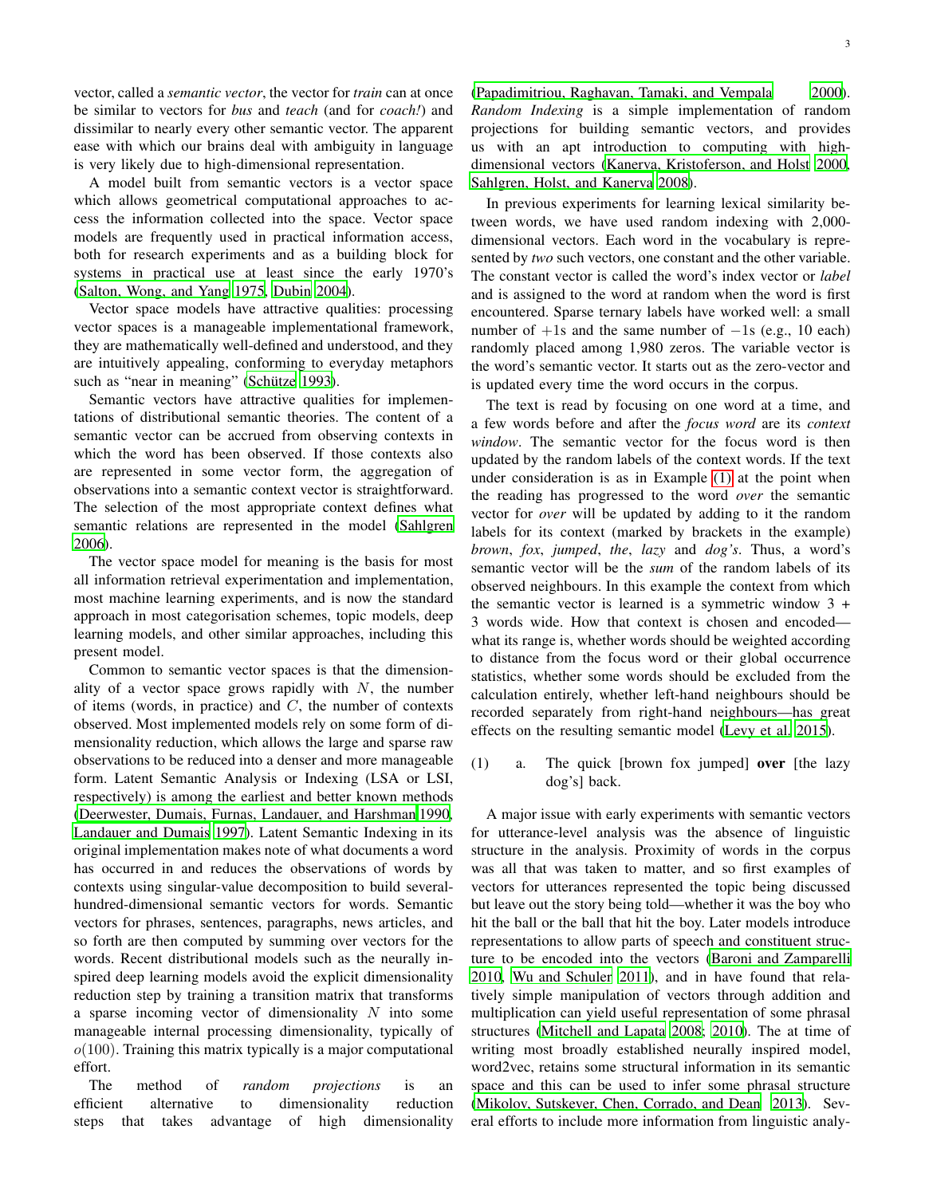vector, called a *semantic vector*, the vector for *train* can at once be similar to vectors for *bus* and *teach* (and for *coach!*) and dissimilar to nearly every other semantic vector. The apparent ease with which our brains deal with ambiguity in language is very likely due to high-dimensional representation.

A model built from semantic vectors is a vector space which allows geometrical computational approaches to access the information collected into the space. Vector space models are frequently used in practical information access, both for research experiments and as a building block for systems in practical use at least since the early 1970's (Salton, Wong, and Yang 1975, Dubin 2004).

Vector space models have attractive qualities: processing vector spaces is a manageable implementational framework, they are mathematically well-defined and understood, and they are intuitively appealing, conforming to everyday metaphors such as "near in meaning" (Schütze 1993).

Semantic vectors have attractive qualities for implementations of distributional semantic theories. The content of a semantic vector can be accrued from observing contexts in which the word has been observed. If those contexts also are represented in some vector form, the aggregation of observations into a semantic context vector is straightforward. The selection of the most appropriate context defines what semantic relations are represented in the model (Sahlgren 2006).

The vector space model for meaning is the basis for most all information retrieval experimentation and implementation, most machine learning experiments, and is now the standard approach in most categorisation schemes, topic models, deep learning models, and other similar approaches, including this present model.

Common to semantic vector spaces is that the dimensionality of a vector space grows rapidly with $N$, the number of items (words, in practice) and $C$, the number of contexts observed. Most implemented models rely on some form of dimensionality reduction, which allows the large and sparse raw observations to be reduced into a denser and more manageable form. Latent Semantic Analysis or Indexing (LSA or LSI, respectively) is among the earliest and better known methods (Deerwester, Dumais, Furnas, Landauer, and Harshman 1990, Landauer and Dumais 1997). Latent Semantic Indexing in its original implementation makes note of what documents a word has occurred in and reduces the observations of words by contexts using singular-value decomposition to build several-hundred-dimensional semantic vectors for words. Semantic vectors for phrases, sentences, paragraphs, news articles, and so forth are then computed by summing over vectors for the words. Recent distributional models such as the neurally inspired deep learning models avoid the explicit dimensionality reduction step by training a transition matrix that transforms a sparse incoming vector of dimensionality $N$ into some manageable internal processing dimensionality, typically of $o(100)$. Training this matrix typically is a major computational effort.

The method of *random projections* is an efficient alternative to dimensionality reduction steps that takes advantage of high dimensionality (Papadimitriou, Raghavan, Tamaki, and Vempala 2000). *Random Indexing* is a simple implementation of random projections for building semantic vectors, and provides us with an apt introduction to computing with high-dimensional vectors (Kanerva, Kristoferson, and Holst 2000, Sahlgren, Holst, and Kanerva 2008).

In previous experiments for learning lexical similarity between words, we have used random indexing with 2,000-dimensional vectors. Each word in the vocabulary is represented by *two* such vectors, one constant and the other variable. The constant vector is called the word's index vector or *label* and is assigned to the word at random when the word is first encountered. Sparse ternary labels have worked well: a small number of $+1$s and the same number of $-1$s (e.g., 10 each) randomly placed among 1,980 zeros. The variable vector is the word's semantic vector. It starts out as the zero-vector and is updated every time the word occurs in the corpus.

The text is read by focusing on one word at a time, and a few words before and after the *focus word* are its *context window*. The semantic vector for the focus word is then updated by the random labels of the context words. If the text under consideration is as in Example (1) at the point when the reading has progressed to the word *over* the semantic vector for *over* will be updated by adding to it the random labels for its context (marked by brackets in the example) *brown*, *fox*, *jumped*, *the*, *lazy* and *dog's*. Thus, a word's semantic vector will be the *sum* of the random labels of its observed neighbours. In this example the context from which the semantic vector is learned is a symmetric window 3 + 3 words wide. How that context is chosen and encoded—what its range is, whether words should be weighted according to distance from the focus word or their global occurrence statistics, whether some words should be excluded from the calculation entirely, whether left-hand neighbours should be recorded separately from right-hand neighbours—has great effects on the resulting semantic model (Levy et al. 2015).

(1) a. The quick [brown fox jumped] **over** [the lazy dog's] back.

A major issue with early experiments with semantic vectors for utterance-level analysis was the absence of linguistic structure in the analysis. Proximity of words in the corpus was all that was taken to matter, and so first examples of vectors for utterances represented the topic being discussed but leave out the story being told—whether it was the boy who hit the ball or the ball that hit the boy. Later models introduce representations to allow parts of speech and constituent structure to be encoded into the vectors (Baroni and Zamparelli 2010, Wu and Schuler 2011), and in have found that relatively simple manipulation of vectors through addition and multiplication can yield useful representation of some phrasal structures (Mitchell and Lapata 2008; 2010). The at time of writing most broadly established neurally inspired model, word2vec, retains some structural information in its semantic space and this can be used to infer some phrasal structure (Mikolov, Sutskever, Chen, Corrado, and Dean 2013). Several efforts to include more information from linguistic analy-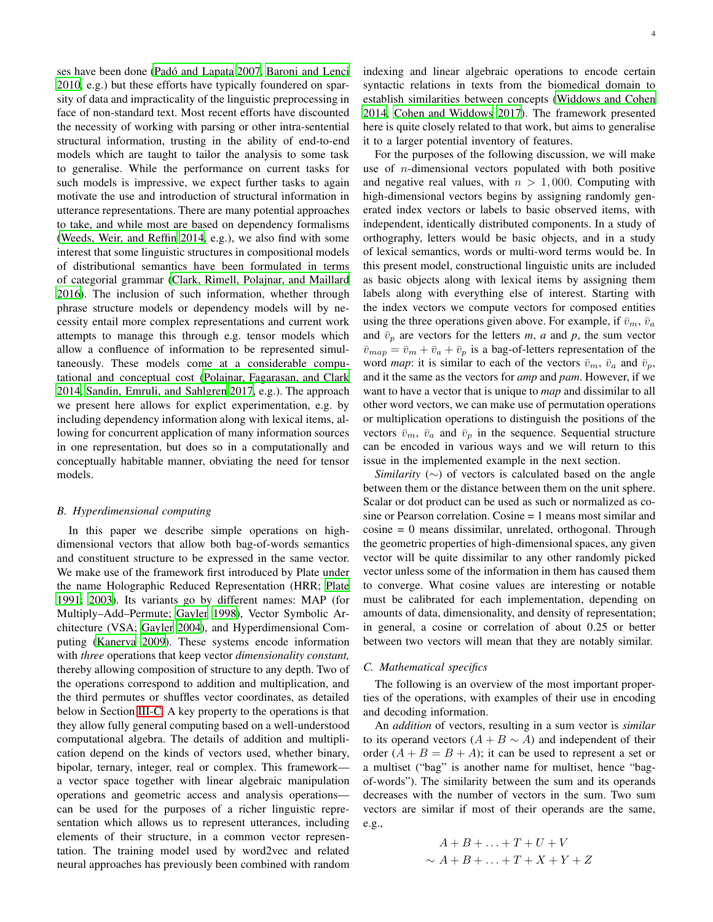ses have been done (Padó and Lapata 2007, Baroni and Lenci 2010, e.g.) but these efforts have typically foundered on sparsity of data and impracticality of the linguistic preprocessing in face of non-standard text. Most recent efforts have discounted the necessity of working with parsing or other intra-sentential structural information, trusting in the ability of end-to-end models which are taught to tailor the analysis to some task to generalise. While the performance on current tasks for such models is impressive, we expect further tasks to again motivate the use and introduction of structural information in utterance representations. There are many potential approaches to take, and while most are based on dependency formalisms (Weeds, Weir, and Reffin 2014, e.g.), we also find with some interest that some linguistic structures in compositional models of distributional semantics have been formulated in terms of categorial grammar (Clark, Rimell, Polajnar, and Maillard 2016). The inclusion of such information, whether through phrase structure models or dependency models will by necessity entail more complex representations and current work attempts to manage this through e.g. tensor models which allow a confluence of information to be represented simultaneously. These models come at a considerable computational and conceptual cost (Polajnar, Fagarasan, and Clark 2014, Sandin, Emruli, and Sahlgren 2017, e.g.). The approach we present here allows for explict experimentation, e.g. by including dependency information along with lexical items, allowing for concurrent application of many information sources in one representation, but does so in a computationally and conceptually habitable manner, obviating the need for tensor models.

### B. Hyperdimensional computing

In this paper we describe simple operations on high-dimensional vectors that allow both bag-of-words semantics and constituent structure to be expressed in the same vector. We make use of the framework first introduced by Plate under the name Holographic Reduced Representation (HRR; Plate 1991; 2003). Its variants go by different names: MAP (for Multiply–Add–Permute; Gayler 1998), Vector Symbolic Architecture (VSA; Gayler 2004), and Hyperdimensional Computing (Kanerva 2009). These systems encode information with *three* operations that keep vector *dimensionality constant,* thereby allowing composition of structure to any depth. Two of the operations correspond to addition and multiplication, and the third permutes or shuffles vector coordinates, as detailed below in Section III-C. A key property to the operations is that they allow fully general computing based on a well-understood computational algebra. The details of addition and multiplication depend on the kinds of vectors used, whether binary, bipolar, ternary, integer, real or complex. This framework—a vector space together with linear algebraic manipulation operations and geometric access and analysis operations—can be used for the purposes of a richer linguistic representation which allows us to represent utterances, including elements of their structure, in a common vector representation. The training model used by word2vec and related neural approaches has previously been combined with random indexing and linear algebraic operations to encode certain syntactic relations in texts from the biomedical domain to establish similarities between concepts (Widdows and Cohen 2014, Cohen and Widdows 2017). The framework presented here is quite closely related to that work, but aims to generalise it to a larger potential inventory of features.

For the purposes of the following discussion, we will make use of $n$-dimensional vectors populated with both positive and negative real values, with $n > 1,000$. Computing with high-dimensional vectors begins by assigning randomly generated index vectors or labels to basic observed items, with independent, identically distributed components. In a study of orthography, letters would be basic objects, and in a study of lexical semantics, words or multi-word terms would be. In this present model, constructional linguistic units are included as basic objects along with lexical items by assigning them labels along with everything else of interest. Starting with the index vectors we compute vectors for composed entities using the three operations given above. For example, if $\bar{v}_m$, $\bar{v}_a$ and $\bar{v}_p$ are vectors for the letters *m*, *a* and *p*, the sum vector $\bar{v}_{map} = \bar{v}_m + \bar{v}_a + \bar{v}_p$ is a bag-of-letters representation of the word *map*: it is similar to each of the vectors $\bar{v}_m$, $\bar{v}_a$ and $\bar{v}_p$, and it the same as the vectors for *amp* and *pam*. However, if we want to have a vector that is unique to *map* and dissimilar to all other word vectors, we can make use of permutation operations or multiplication operations to distinguish the positions of the vectors $\bar{v}_m$, $\bar{v}_a$ and $\bar{v}_p$ in the sequence. Sequential structure can be encoded in various ways and we will return to this issue in the implemented example in the next section.

*Similarity* ($\sim$) of vectors is calculated based on the angle between them or the distance between them on the unit sphere. Scalar or dot product can be used as such or normalized as cosine or Pearson correlation. Cosine = 1 means most similar and cosine = 0 means dissimilar, unrelated, orthogonal. Through the geometric properties of high-dimensional spaces, any given vector will be quite dissimilar to any other randomly picked vector unless some of the information in them has caused them to converge. What cosine values are interesting or notable must be calibrated for each implementation, depending on amounts of data, dimensionality, and density of representation; in general, a cosine or correlation of about 0.25 or better between two vectors will mean that they are notably similar.

### C. Mathematical specifics

The following is an overview of the most important properties of the operations, with examples of their use in encoding and decoding information.

An *addition* of vectors, resulting in a sum vector is *similar* to its operand vectors ($A + B \sim A$) and independent of their order ($A + B = B + A$); it can be used to represent a set or a multiset ("bag" is another name for multiset, hence "bag-of-words"). The similarity between the sum and its operands decreases with the number of vectors in the sum. Two sum vectors are similar if most of their operands are the same, e.g.,

$$A + B + \ldots + T + U + V$$
$$\sim A + B + \ldots + T + X + Y + Z$$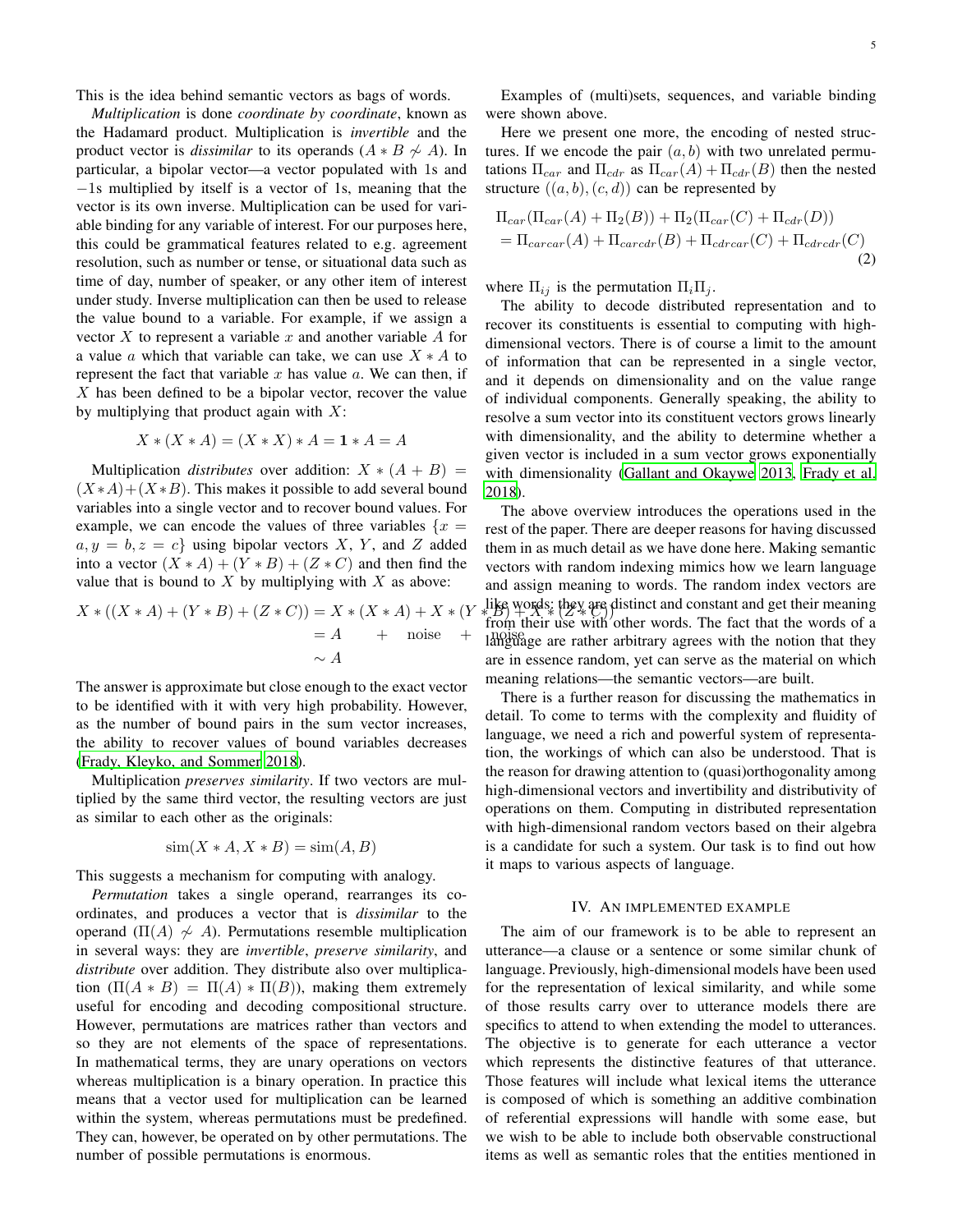This is the idea behind semantic vectors as bags of words.

*Multiplication* is done *coordinate by coordinate*, known as the Hadamard product. Multiplication is *invertible* and the product vector is *dissimilar* to its operands ($A * B \not\sim A$). In particular, a bipolar vector—a vector populated with 1s and $-1$s multiplied by itself is a vector of 1s, meaning that the vector is its own inverse. Multiplication can be used for variable binding for any variable of interest. For our purposes here, this could be grammatical features related to e.g. agreement resolution, such as number or tense, or situational data such as time of day, number of speaker, or any other item of interest under study. Inverse multiplication can then be used to release the value bound to a variable. For example, if we assign a vector $X$ to represent a variable $x$ and another variable $A$ for a value $a$ which that variable can take, we can use $X * A$ to represent the fact that variable $x$ has value $a$. We can then, if $X$ has been defined to be a bipolar vector, recover the value by multiplying that product again with $X$:

$$X * (X * A) = (X * X) * A = \mathbf{1} * A = A$$

Multiplication *distributes* over addition: $X * (A + B) = (X * A) + (X * B)$. This makes it possible to add several bound variables into a single vector and to recover bound values. For example, we can encode the values of three variables $\{x = a, y = b, z = c\}$ using bipolar vectors $X$, $Y$, and $Z$ added into a vector $(X * A) + (Y * B) + (Z * C)$ and then find the value that is bound to $X$ by multiplying with $X$ as above:

$$\begin{aligned} X * ((X * A) + (Y * B) + (Z * C)) &= X * (X * A) + X * (Y * B) + X * (Z * C) \\ &= A \quad + \quad \text{noise} \quad + \quad \text{noise} \\ &\sim A \end{aligned}$$

The answer is approximate but close enough to the exact vector to be identified with it with very high probability. However, as the number of bound pairs in the sum vector increases, the ability to recover values of bound variables decreases (Frady, Kleyko, and Sommer 2018).

Multiplication *preserves similarity*. If two vectors are multiplied by the same third vector, the resulting vectors are just as similar to each other as the originals:

$$\text{sim}(X * A, X * B) = \text{sim}(A, B)$$

This suggests a mechanism for computing with analogy.

*Permutation* takes a single operand, rearranges its coordinates, and produces a vector that is *dissimilar* to the operand ($\Pi(A) \not\sim A$). Permutations resemble multiplication in several ways: they are *invertible*, *preserve similarity*, and *distribute* over addition. They distribute also over multiplication ($\Pi(A * B) = \Pi(A) * \Pi(B)$), making them extremely useful for encoding and decoding compositional structure. However, permutations are matrices rather than vectors and so they are not elements of the space of representations. In mathematical terms, they are unary operations on vectors whereas multiplication is a binary operation. In practice this means that a vector used for multiplication can be learned within the system, whereas permutations must be predefined. They can, however, be operated on by other permutations. The number of possible permutations is enormous.

Examples of (multi)sets, sequences, and variable binding were shown above.

Here we present one more, the encoding of nested structures. If we encode the pair $(a, b)$ with two unrelated permutations $\Pi_{car}$ and $\Pi_{cdr}$ as $\Pi_{car}(A) + \Pi_{cdr}(B)$ then the nested structure $((a, b), (c, d))$ can be represented by

$$\begin{aligned} &\Pi_{car}(\Pi_{car}(A) + \Pi_2(B)) + \Pi_2(\Pi_{car}(C) + \Pi_{cdr}(D)) \\ &= \Pi_{carcar}(A) + \Pi_{carcdr}(B) + \Pi_{cdrcar}(C) + \Pi_{cdrcdr}(C) \end{aligned} \tag{2}$$

where $\Pi_{ij}$ is the permutation $\Pi_i \Pi_j$.

The ability to decode distributed representation and to recover its constituents is essential to computing with high-dimensional vectors. There is of course a limit to the amount of information that can be represented in a single vector, and it depends on dimensionality and on the value range of individual components. Generally speaking, the ability to resolve a sum vector into its constituent vectors grows linearly with dimensionality, and the ability to determine whether a given vector is included in a sum vector grows exponentially with dimensionality (Gallant and Okaywe 2013, Frady et al. 2018).

The above overview introduces the operations used in the rest of the paper. There are deeper reasons for having discussed them in as much detail as we have done here. Making semantic vectors with random indexing mimics how we learn language and assign meaning to words. The random index vectors are like words: they are distinct and constant and get their meaning from their use with other words. The fact that the words of a language are rather arbitrary agrees with the notion that they are in essence random, yet can serve as the material on which meaning relations—the semantic vectors—are built.

There is a further reason for discussing the mathematics in detail. To come to terms with the complexity and fluidity of language, we need a rich and powerful system of representation, the workings of which can also be understood. That is the reason for drawing attention to (quasi)orthogonality among high-dimensional vectors and invertibility and distributivity of operations on them. Computing in distributed representation with high-dimensional random vectors based on their algebra is a candidate for such a system. Our task is to find out how it maps to various aspects of language.

## IV. An implemented example

The aim of our framework is to be able to represent an utterance—a clause or a sentence or some similar chunk of language. Previously, high-dimensional models have been used for the representation of lexical similarity, and while some of those results carry over to utterance models there are specifics to attend to when extending the model to utterances. The objective is to generate for each utterance a vector which represents the distinctive features of that utterance. Those features will include what lexical items the utterance is composed of which is something an additive combination of referential expressions will handle with some ease, but we wish to be able to include both observable constructional items as well as semantic roles that the entities mentioned in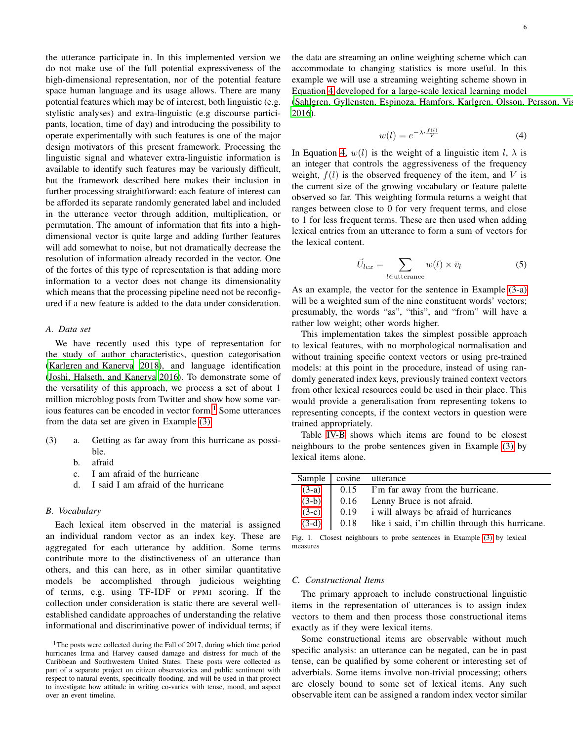the utterance participate in. In this implemented version we do not make use of the full potential expressiveness of the high-dimensional representation, nor of the potential feature space human language and its usage allows. There are many potential features which may be of interest, both linguistic (e.g. stylistic analyses) and extra-linguistic (e.g discourse participants, location, time of day) and introducing the possibility to operate experimentally with such features is one of the major design motivators of this present framework. Processing the linguistic signal and whatever extra-linguistic information is available to identify such features may be variously difficult, but the framework described here makes their inclusion in further processing straightforward: each feature of interest can be afforded its separate randomly generated label and included in the utterance vector through addition, multiplication, or permutation. The amount of information that fits into a high-dimensional vector is quite large and adding further features will add somewhat to noise, but not dramatically decrease the resolution of information already recorded in the vector. One of the fortes of this type of representation is that adding more information to a vector does not change its dimensionality which means that the processing pipeline need not be reconfigured if a new feature is added to the data under consideration.

### A. Data set

We have recently used this type of representation for the study of author characteristics, question categorisation (Karlgren and Kanerva 2018), and language identification (Joshi, Halseth, and Kanerva 2016). To demonstrate some of the versatility of this approach, we process a set of about 1 million microblog posts from Twitter and show how some various features can be encoded in vector form.[1] Some utterances from the data set are given in Example (3).

(3) a. Getting as far away from this hurricane as possible.
b. afraid
c. I am afraid of the hurricane
d. I said I am afraid of the hurricane

### B. Vocabulary

Each lexical item observed in the material is assigned an individual random vector as an index key. These are aggregated for each utterance by addition. Some terms contribute more to the distinctiveness of an utterance than others, and this can here, as in other similar quantitative models be accomplished through judicious weighting of terms, e.g. using TF-IDF or PPMI scoring. If the collection under consideration is static there are several well-established candidate approaches of understanding the relative informational and discriminative power of individual terms; if the data are streaming an online weighting scheme which can accommodate to changing statistics is more useful. In this example we will use a streaming weighting scheme shown in Equation 4 developed for a large-scale lexical learning model (Sahlgren, Gyllensten, Espinoza, Hamfors, Karlgren, Olsson, Persson, Vis 2016).

$$w(l) = e^{-\lambda \cdot \frac{f(l)}{V}} \tag{4}$$

In Equation 4, $w(l)$ is the weight of a linguistic item $l$, $\lambda$ is an integer that controls the aggressiveness of the frequency weight, $f(l)$ is the observed frequency of the item, and $V$ is the current size of the growing vocabulary or feature palette observed so far. This weighting formula returns a weight that ranges between close to 0 for very frequent terms, and close to 1 for less frequent terms. These are then used when adding lexical entries from an utterance to form a sum of vectors for the lexical content.

$$\vec{U}_{lex} = \sum_{l \in \text{utterance}} w(l) \times \bar{v}_l \tag{5}$$

As an example, the vector for the sentence in Example (3-a) will be a weighted sum of the nine constituent words' vectors; presumably, the words "as", "this", and "from" will have a rather low weight; other words higher.

This implementation takes the simplest possible approach to lexical features, with no morphological normalisation and without training specific context vectors or using pre-trained models: at this point in the procedure, instead of using randomly generated index keys, previously trained context vectors from other lexical resources could be used in their place. This would provide a generalisation from representing tokens to representing concepts, if the context vectors in question were trained appropriately.

Table IV-B shows which items are found to be closest neighbours to the probe sentences given in Example (3) by lexical items alone.

| Sample | cosine | utterance |
|---|---|---|
| (3-a) | 0.15 | I'm far away from the hurricane. |
| (3-b) | 0.16 | Lenny Bruce is not afraid. |
| (3-c) | 0.19 | i will always be afraid of hurricanes |
| (3-d) | 0.18 | like i said, i'm chillin through this hurricane. |

Fig. 1. Closest neighbours to probe sentences in Example (3) by lexical measures

### C. Constructional Items

The primary approach to include constructional linguistic items in the representation of utterances is to assign index vectors to them and then process those constructional items exactly as if they were lexical items.

Some constructional items are observable without much specific analysis: an utterance can be negated, can be in past tense, can be qualified by some coherent or interesting set of adverbials. Some items involve non-trivial processing; others are closely bound to some set of lexical items. Any such observable item can be assigned a random index vector similar

[1] The posts were collected during the Fall of 2017, during which time period hurricanes Irma and Harvey caused damage and distress for much of the Caribbean and Southwestern United States. These posts were collected as part of a separate project on citizen observatories and public sentiment with respect to natural events, specifically flooding, and will be used in that project to investigate how attitude in writing co-varies with tense, mood, and aspect over an event timeline.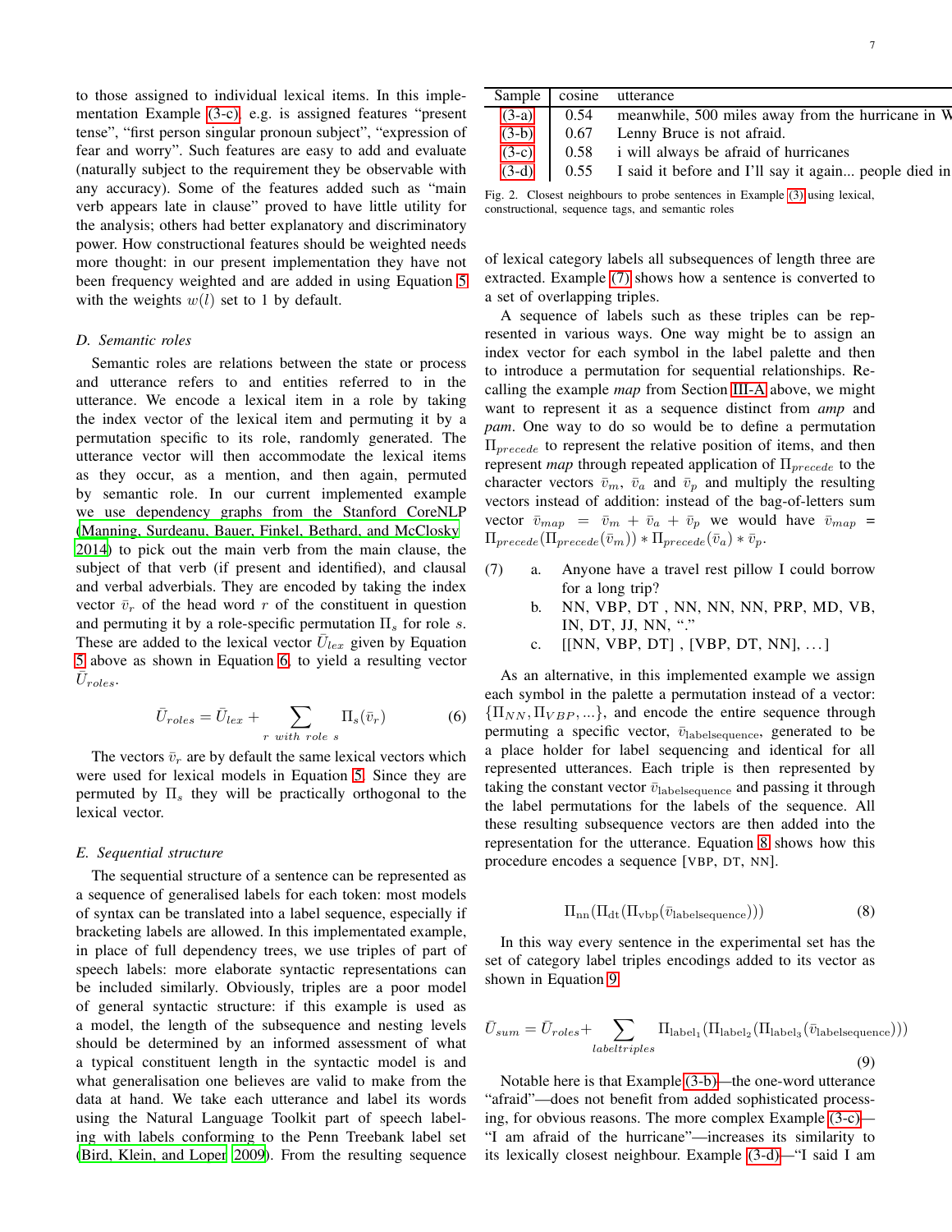to those assigned to individual lexical items. In this implementation Example (3-c), e.g. is assigned features "present tense", "first person singular pronoun subject", "expression of fear and worry". Such features are easy to add and evaluate (naturally subject to the requirement they be observable with any accuracy). Some of the features added such as "main verb appears late in clause" proved to have little utility for the analysis; others had better explanatory and discriminatory power. How constructional features should be weighted needs more thought: in our present implementation they have not been frequency weighted and are added in using Equation 5 with the weights $w(l)$ set to 1 by default.

### D. Semantic roles

Semantic roles are relations between the state or process and utterance refers to and entities referred to in the utterance. We encode a lexical item in a role by taking the index vector of the lexical item and permuting it by a permutation specific to its role, randomly generated. The utterance vector will then accommodate the lexical items as they occur, as a mention, and then again, permuted by semantic role. In our current implemented example we use dependency graphs from the Stanford CoreNLP (Manning, Surdeanu, Bauer, Finkel, Bethard, and McClosky 2014) to pick out the main verb from the main clause, the subject of that verb (if present and identified), and clausal and verbal adverbials. They are encoded by taking the index vector $\bar{v}_r$ of the head word $r$ of the constituent in question and permuting it by a role-specific permutation $\Pi_s$ for role $s$. These are added to the lexical vector $\bar{U}_{lex}$ given by Equation 5 above as shown in Equation 6, to yield a resulting vector $\bar{U}_{roles}$.

$$\bar{U}_{roles} = \bar{U}_{lex} + \sum_{r \ with \ role \ s} \Pi_s(\bar{v}_r) \tag{6}$$

The vectors $\bar{v}_r$ are by default the same lexical vectors which were used for lexical models in Equation 5. Since they are permuted by $\Pi_s$ they will be practically orthogonal to the lexical vector.

### E. Sequential structure

The sequential structure of a sentence can be represented as a sequence of generalised labels for each token: most models of syntax can be translated into a label sequence, especially if bracketing labels are allowed. In this implementated example, in place of full dependency trees, we use triples of part of speech labels: more elaborate syntactic representations can be included similarly. Obviously, triples are a poor model of general syntactic structure: if this example is used as a model, the length of the subsequence and nesting levels should be determined by an informed assessment of what a typical constituent length in the syntactic model is and what generalisation one believes are valid to make from the data at hand. We take each utterance and label its words using the Natural Language Toolkit part of speech labeling with labels conforming to the Penn Treebank label set (Bird, Klein, and Loper 2009). From the resulting sequence

| Sample | cosine | utterance |
|---|---|---|
| (3-a) | 0.54 | meanwhile, 500 miles away from the hurricane in W |
| (3-b) | 0.67 | Lenny Bruce is not afraid. |
| (3-c) | 0.58 | i will always be afraid of hurricanes |
| (3-d) | 0.55 | I said it before and I'll say it again... people died in |

Fig. 2. Closest neighbours to probe sentences in Example (3) using lexical, constructional, sequence tags, and semantic roles

of lexical category labels all subsequences of length three are extracted. Example (7) shows how a sentence is converted to a set of overlapping triples.

A sequence of labels such as these triples can be represented in various ways. One way might be to assign an index vector for each symbol in the label palette and then to introduce a permutation for sequential relationships. Recalling the example *map* from Section III-A above, we might want to represent it as a sequence distinct from *amp* and *pam*. One way to do so would be to define a permutation $\Pi_{precede}$ to represent the relative position of items, and then represent *map* through repeated application of $\Pi_{precede}$ to the character vectors $\bar{v}_m$, $\bar{v}_a$ and $\bar{v}_p$ and multiply the resulting vectors instead of addition: instead of the bag-of-letters sum vector $\bar{v}_{map} = \bar{v}_m + \bar{v}_a + \bar{v}_p$ we would have $\bar{v}_{map} = \Pi_{precede}(\Pi_{precede}(\bar{v}_m)) * \Pi_{precede}(\bar{v}_a) * \bar{v}_p$.

(7) a. Anyone have a travel rest pillow I could borrow for a long trip?
b. NN, VBP, DT , NN, NN, NN, PRP, MD, VB, IN, DT, JJ, NN, "."
c. [[NN, VBP, DT] , [VBP, DT, NN], ...]

As an alternative, in this implemented example we assign each symbol in the palette a permutation instead of a vector: $\{\Pi_{NN}, \Pi_{VBP}, ...\}$, and encode the entire sequence through permuting a specific vector, $\bar{v}_{\text{labelsequence}}$, generated to be a place holder for label sequencing and identical for all represented utterances. Each triple is then represented by taking the constant vector $\bar{v}_{\text{labelsequence}}$ and passing it through the label permutations for the labels of the sequence. All these resulting subsequence vectors are then added into the representation for the utterance. Equation 8 shows how this procedure encodes a sequence [VBP, DT, NN].

$$\Pi_{\text{nn}}(\Pi_{\text{dt}}(\Pi_{\text{vbp}}(\bar{v}_{\text{labelsequence}}))) \tag{8}$$

In this way every sentence in the experimental set has the set of category label triples encodings added to its vector as shown in Equation 9.

$$\bar{U}_{sum} = \bar{U}_{roles} + \sum_{labeltriples} \Pi_{\text{label}_1}(\Pi_{\text{label}_2}(\Pi_{\text{label}_3}(\bar{v}_{\text{labelsequence}}))) \tag{9}$$

Notable here is that Example (3-b)—the one-word utterance "afraid"—does not benefit from added sophisticated processing, for obvious reasons. The more complex Example (3-c)—"I am afraid of the hurricane"—increases its similarity to its lexically closest neighbour. Example (3-d)—"I said I am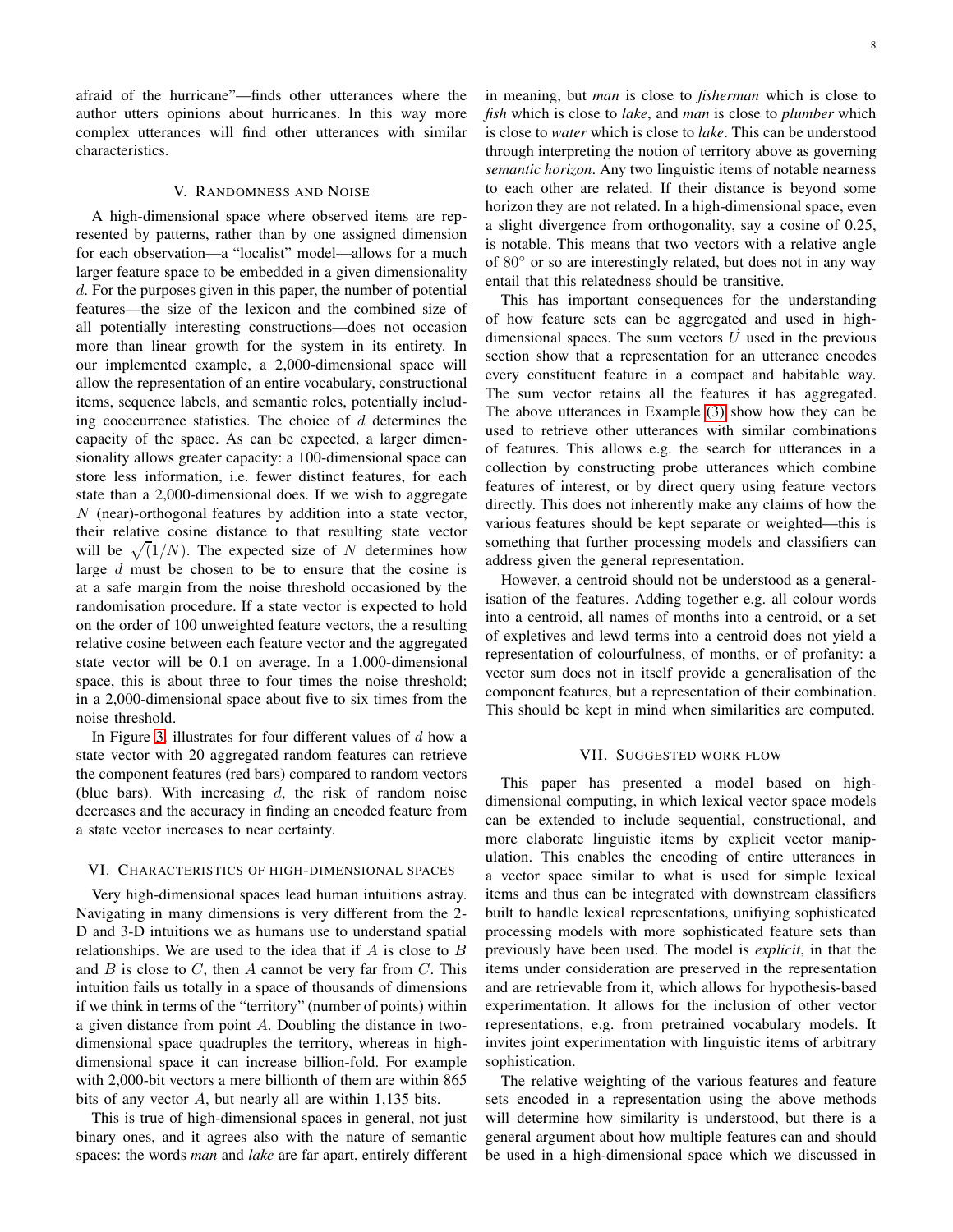afraid of the hurricane"—finds other utterances where the author utters opinions about hurricanes. In this way more complex utterances will find other utterances with similar characteristics.

## V. Randomness and Noise

A high-dimensional space where observed items are represented by patterns, rather than by one assigned dimension for each observation—a "localist" model—allows for a much larger feature space to be embedded in a given dimensionality $d$. For the purposes given in this paper, the number of potential features—the size of the lexicon and the combined size of all potentially interesting constructions—does not occasion more than linear growth for the system in its entirety. In our implemented example, a 2,000-dimensional space will allow the representation of an entire vocabulary, constructional items, sequence labels, and semantic roles, potentially including cooccurrence statistics. The choice of $d$ determines the capacity of the space. As can be expected, a larger dimensionality allows greater capacity: a 100-dimensional space can store less information, i.e. fewer distinct features, for each state than a 2,000-dimensional does. If we wish to aggregate $N$ (near)-orthogonal features by addition into a state vector, their relative cosine distance to that resulting state vector will be $\sqrt(1/N)$. The expected size of $N$ determines how large $d$ must be chosen to be to ensure that the cosine is at a safe margin from the noise threshold occasioned by the randomisation procedure. If a state vector is expected to hold on the order of 100 unweighted feature vectors, the a resulting relative cosine between each feature vector and the aggregated state vector will be 0.1 on average. In a 1,000-dimensional space, this is about three to four times the noise threshold; in a 2,000-dimensional space about five to six times from the noise threshold.

In Figure 3, illustrates for four different values of $d$ how a state vector with 20 aggregated random features can retrieve the component features (red bars) compared to random vectors (blue bars). With increasing $d$, the risk of random noise decreases and the accuracy in finding an encoded feature from a state vector increases to near certainty.

## VI. Characteristics of High-Dimensional Spaces

Very high-dimensional spaces lead human intuitions astray. Navigating in many dimensions is very different from the 2-D and 3-D intuitions we as humans use to understand spatial relationships. We are used to the idea that if $A$ is close to $B$ and $B$ is close to $C$, then $A$ cannot be very far from $C$. This intuition fails us totally in a space of thousands of dimensions if we think in terms of the "territory" (number of points) within a given distance from point $A$. Doubling the distance in two-dimensional space quadruples the territory, whereas in high-dimensional space it can increase billion-fold. For example with 2,000-bit vectors a mere billionth of them are within 865 bits of any vector $A$, but nearly all are within 1,135 bits.

This is true of high-dimensional spaces in general, not just binary ones, and it agrees also with the nature of semantic spaces: the words *man* and *lake* are far apart, entirely different in meaning, but *man* is close to *fisherman* which is close to *fish* which is close to *lake*, and *man* is close to *plumber* which is close to *water* which is close to *lake*. This can be understood through interpreting the notion of territory above as governing *semantic horizon*. Any two linguistic items of notable nearness to each other are related. If their distance is beyond some horizon they are not related. In a high-dimensional space, even a slight divergence from orthogonality, say a cosine of 0.25, is notable. This means that two vectors with a relative angle of $80^\circ$ or so are interestingly related, but does not in any way entail that this relatedness should be transitive.

This has important consequences for the understanding of how feature sets can be aggregated and used in high-dimensional spaces. The sum vectors $\vec{U}$ used in the previous section show that a representation for an utterance encodes every constituent feature in a compact and habitable way. The sum vector retains all the features it has aggregated. The above utterances in Example (3) show how they can be used to retrieve other utterances with similar combinations of features. This allows e.g. the search for utterances in a collection by constructing probe utterances which combine features of interest, or by direct query using feature vectors directly. This does not inherently make any claims of how the various features should be kept separate or weighted—this is something that further processing models and classifiers can address given the general representation.

However, a centroid should not be understood as a generalisation of the features. Adding together e.g. all colour words into a centroid, all names of months into a centroid, or a set of expletives and lewd terms into a centroid does not yield a representation of colourfulness, of months, or of profanity: a vector sum does not in itself provide a generalisation of the component features, but a representation of their combination. This should be kept in mind when similarities are computed.

## VII. Suggested Work Flow

This paper has presented a model based on high-dimensional computing, in which lexical vector space models can be extended to include sequential, constructional, and more elaborate linguistic items by explicit vector manipulation. This enables the encoding of entire utterances in a vector space similar to what is used for simple lexical items and thus can be integrated with downstream classifiers built to handle lexical representations, unifiying sophisticated processing models with more sophisticated feature sets than previously have been used. The model is *explicit*, in that the items under consideration are preserved in the representation and are retrievable from it, which allows for hypothesis-based experimentation. It allows for the inclusion of other vector representations, e.g. from pretrained vocabulary models. It invites joint experimentation with linguistic items of arbitrary sophistication.

The relative weighting of the various features and feature sets encoded in a representation using the above methods will determine how similarity is understood, but there is a general argument about how multiple features can and should be used in a high-dimensional space which we discussed in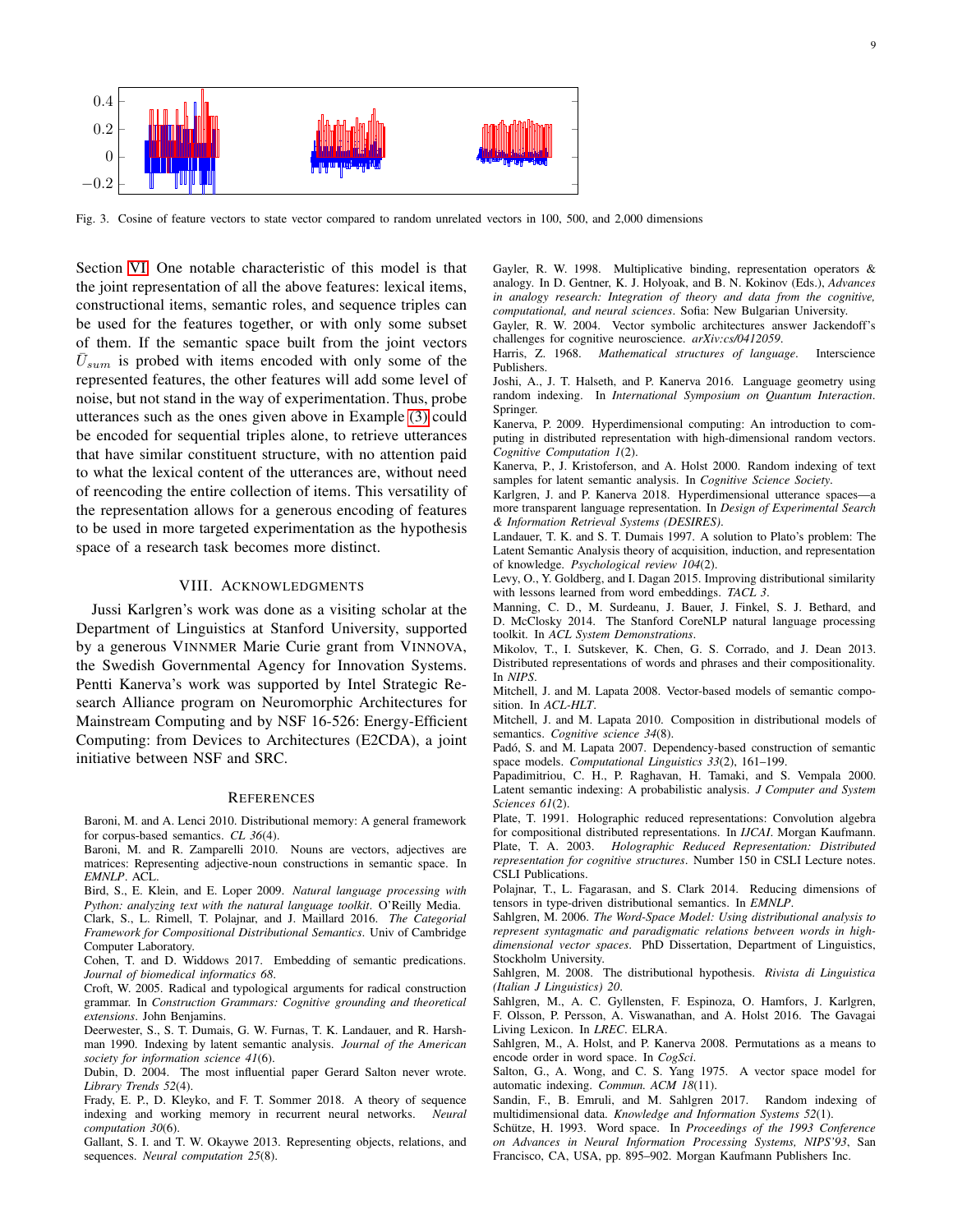Fig. 3. Cosine of feature vectors to state vector compared to random unrelated vectors in 100, 500, and 2,000 dimensions

Section VI. One notable characteristic of this model is that the joint representation of all the above features: lexical items, constructional items, semantic roles, and sequence triples can be used for the features together, or with only some subset of them. If the semantic space built from the joint vectors $\bar{U}_{sum}$ is probed with items encoded with only some of the represented features, the other features will add some level of noise, but not stand in the way of experimentation. Thus, probe utterances such as the ones given above in Example (3) could be encoded for sequential triples alone, to retrieve utterances that have similar constituent structure, with no attention paid to what the lexical content of the utterances are, without need of reencoding the entire collection of items. This versatility of the representation allows for a generous encoding of features to be used in more targeted experimentation as the hypothesis space of a research task becomes more distinct.

## VIII. Acknowledgments

Jussi Karlgren's work was done as a visiting scholar at the Department of Linguistics at Stanford University, supported by a generous VINNMER Marie Curie grant from VINNOVA, the Swedish Governmental Agency for Innovation Systems. Pentti Kanerva's work was supported by Intel Strategic Research Alliance program on Neuromorphic Architectures for Mainstream Computing and by NSF 16-526: Energy-Efficient Computing: from Devices to Architectures (E2CDA), a joint initiative between NSF and SRC.

## References

Baroni, M. and A. Lenci 2010. Distributional memory: A general framework for corpus-based semantics. *CL 36*(4).

Baroni, M. and R. Zamparelli 2010. Nouns are vectors, adjectives are matrices: Representing adjective-noun constructions in semantic space. In *EMNLP*. ACL.

Bird, S., E. Klein, and E. Loper 2009. *Natural language processing with Python: analyzing text with the natural language toolkit*. O'Reilly Media.

Clark, S., L. Rimell, T. Polajnar, and J. Maillard 2016. *The Categorial Framework for Compositional Distributional Semantics*. Univ of Cambridge Computer Laboratory.

Cohen, T. and D. Widdows 2017. Embedding of semantic predications. *Journal of biomedical informatics 68*.

Croft, W. 2005. Radical and typological arguments for radical construction grammar. In *Construction Grammars: Cognitive grounding and theoretical extensions*. John Benjamins.

Deerwester, S., S. T. Dumais, G. W. Furnas, T. K. Landauer, and R. Harshman 1990. Indexing by latent semantic analysis. *Journal of the American society for information science 41*(6).

Dubin, D. 2004. The most influential paper Gerard Salton never wrote. *Library Trends 52*(4).

Frady, E. P., D. Kleyko, and F. T. Sommer 2018. A theory of sequence indexing and working memory in recurrent neural networks. *Neural computation 30*(6).

Gallant, S. I. and T. W. Okaywe 2013. Representing objects, relations, and sequences. *Neural computation 25*(8).

Gayler, R. W. 1998. Multiplicative binding, representation operators & analogy. In D. Gentner, K. J. Holyoak, and B. N. Kokinov (Eds.), *Advances in analogy research: Integration of theory and data from the cognitive, computational, and neural sciences*. Sofia: New Bulgarian University.

Gayler, R. W. 2004. Vector symbolic architectures answer Jackendoff's challenges for cognitive neuroscience. *arXiv:cs/0412059*.

Harris, Z. 1968. *Mathematical structures of language*. Interscience Publishers.

Joshi, A., J. T. Halseth, and P. Kanerva 2016. Language geometry using random indexing. In *International Symposium on Quantum Interaction*. Springer.

Kanerva, P. 2009. Hyperdimensional computing: An introduction to computing in distributed representation with high-dimensional random vectors. *Cognitive Computation 1*(2).

Kanerva, P., J. Kristoferson, and A. Holst 2000. Random indexing of text samples for latent semantic analysis. In *Cognitive Science Society*.

Karlgren, J. and P. Kanerva 2018. Hyperdimensional utterance spaces—a more transparent language representation. In *Design of Experimental Search & Information Retrieval Systems (DESIRES)*.

Landauer, T. K. and S. T. Dumais 1997. A solution to Plato's problem: The Latent Semantic Analysis theory of acquisition, induction, and representation of knowledge. *Psychological review 104*(2).

Levy, O., Y. Goldberg, and I. Dagan 2015. Improving distributional similarity with lessons learned from word embeddings. *TACL 3*.

Manning, C. D., M. Surdeanu, J. Bauer, J. Finkel, S. J. Bethard, and D. McClosky 2014. The Stanford CoreNLP natural language processing toolkit. In *ACL System Demonstrations*.

Mikolov, T., I. Sutskever, K. Chen, G. S. Corrado, and J. Dean 2013. Distributed representations of words and phrases and their compositionality. In *NIPS*.

Mitchell, J. and M. Lapata 2008. Vector-based models of semantic composition. In *ACL-HLT*.

Mitchell, J. and M. Lapata 2010. Composition in distributional models of semantics. *Cognitive science 34*(8).

Padó, S. and M. Lapata 2007. Dependency-based construction of semantic space models. *Computational Linguistics 33*(2), 161–199.

Papadimitriou, C. H., P. Raghavan, H. Tamaki, and S. Vempala 2000. Latent semantic indexing: A probabilistic analysis. *J Computer and System Sciences 61*(2).

Plate, T. 1991. Holographic reduced representations: Convolution algebra for compositional distributed representations. In *IJCAI*. Morgan Kaufmann.

Plate, T. A. 2003. *Holographic Reduced Representation: Distributed representation for cognitive structures*. Number 150 in CSLI Lecture notes. CSLI Publications.

Polajnar, T., L. Fagarasan, and S. Clark 2014. Reducing dimensions of tensors in type-driven distributional semantics. In *EMNLP*.

Sahlgren, M. 2006. *The Word-Space Model: Using distributional analysis to represent syntagmatic and paradigmatic relations between words in high-dimensional vector spaces*. PhD Dissertation, Department of Linguistics, Stockholm University.

Sahlgren, M. 2008. The distributional hypothesis. *Rivista di Linguistica (Italian J Linguistics) 20*.

Sahlgren, M., A. C. Gyllensten, F. Espinoza, O. Hamfors, J. Karlgren, F. Olsson, P. Persson, A. Viswanathan, and A. Holst 2016. The Gavagai Living Lexicon. In *LREC*. ELRA.

Sahlgren, M., A. Holst, and P. Kanerva 2008. Permutations as a means to encode order in word space. In *CogSci*.

Salton, G., A. Wong, and C. S. Yang 1975. A vector space model for automatic indexing. *Commun. ACM 18*(11).

Sandin, F., B. Emruli, and M. Sahlgren 2017. Random indexing of multidimensional data. *Knowledge and Information Systems 52*(1).

Schütze, H. 1993. Word space. In *Proceedings of the 1993 Conference on Advances in Neural Information Processing Systems, NIPS'93*, San Francisco, CA, USA, pp. 895–902. Morgan Kaufmann Publishers Inc.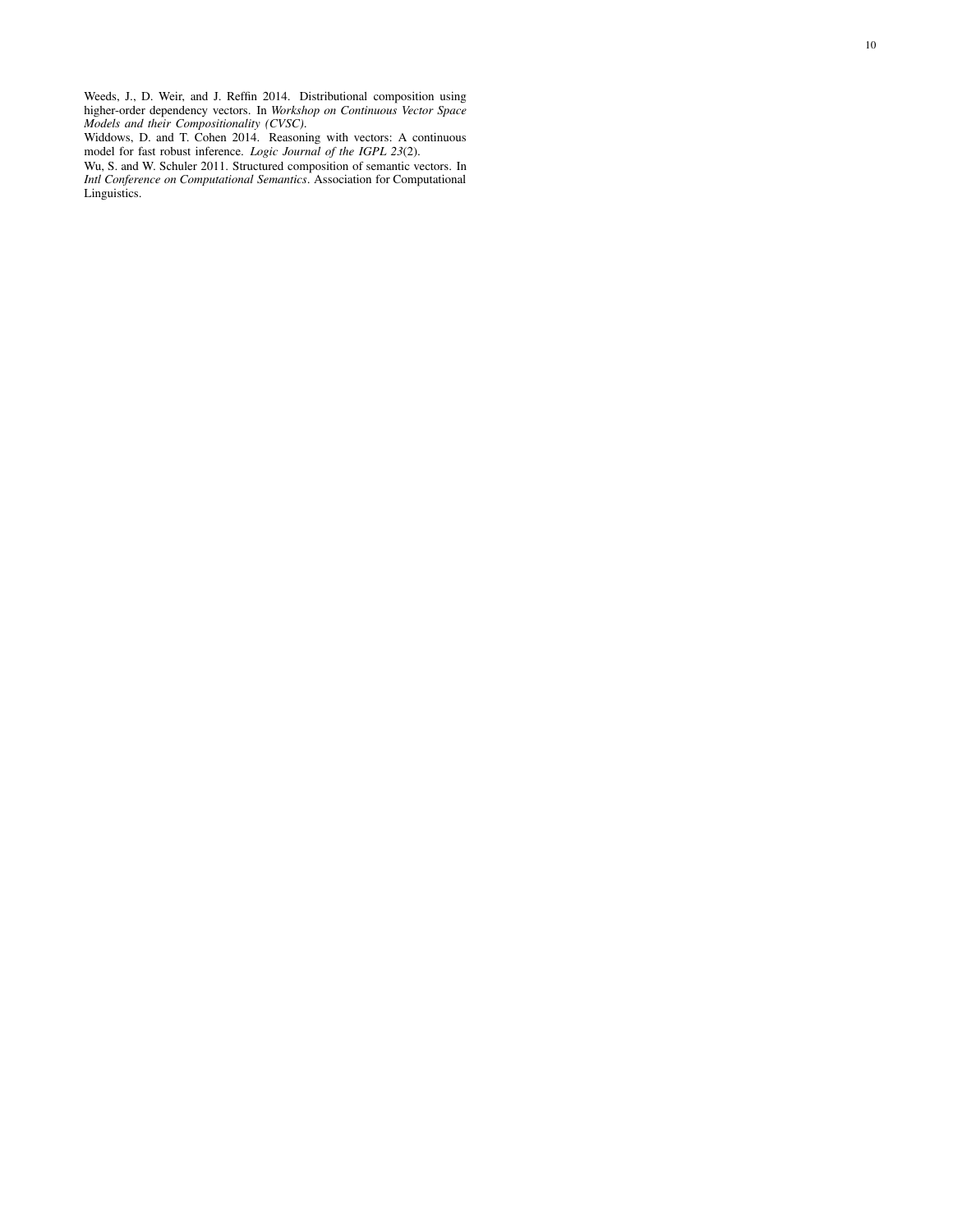Weeds, J., D. Weir, and J. Reffin 2014. Distributional composition using higher-order dependency vectors. In *Workshop on Continuous Vector Space Models and their Compositionality (CVSC)*.

Widdows, D. and T. Cohen 2014. Reasoning with vectors: A continuous model for fast robust inference. *Logic Journal of the IGPL 23*(2).

Wu, S. and W. Schuler 2011. Structured composition of semantic vectors. In *Intl Conference on Computational Semantics*. Association for Computational Linguistics.